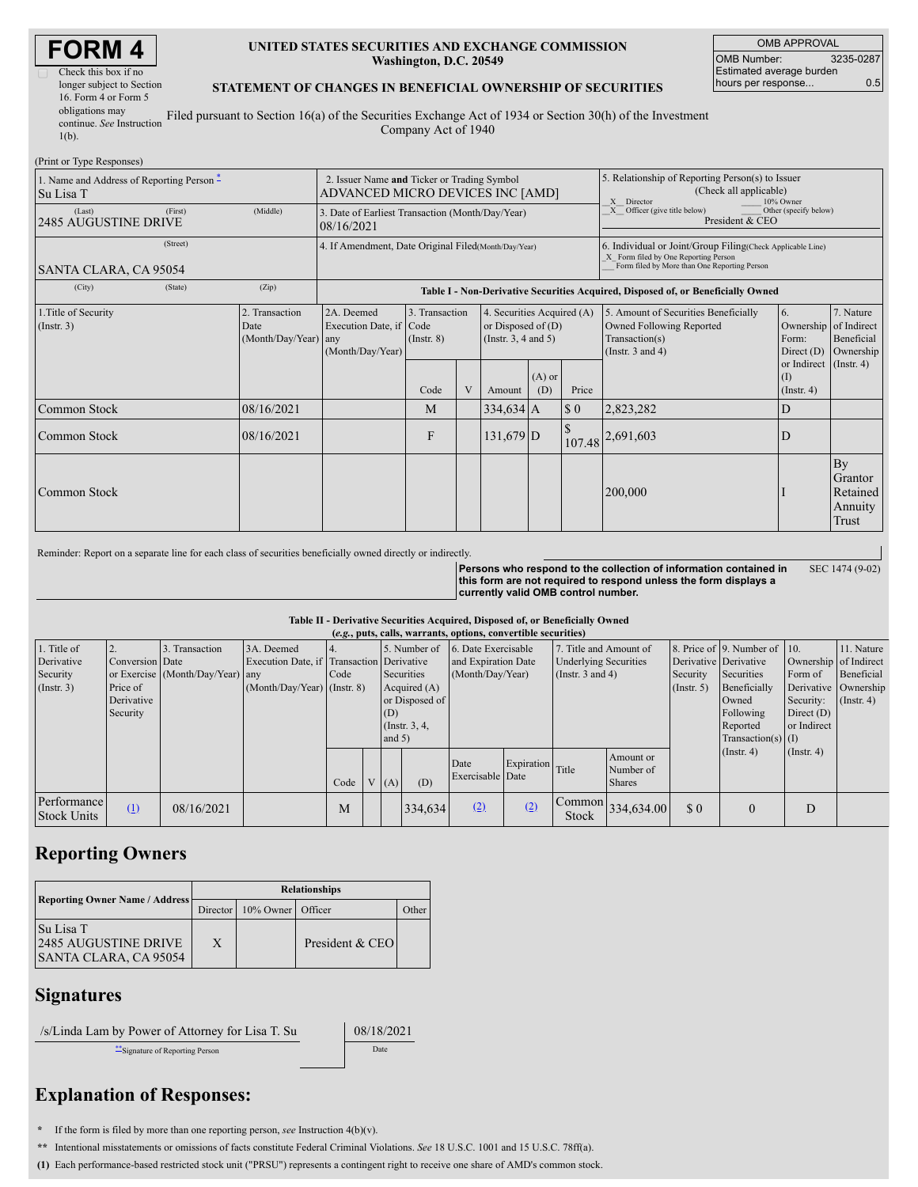# FORM 4

☐ Check this box if no longer subject to Section 16. Form 4 or Form 5 obligations may continue. *See* Instruction 1(b).

**UNITED STATES SECURITIES AND EXCHANGE COMMISSION**
**Washington, D.C. 20549**

**STATEMENT OF CHANGES IN BENEFICIAL OWNERSHIP OF SECURITIES**

Filed pursuant to Section 16(a) of the Securities Exchange Act of 1934 or Section 30(h) of the Investment Company Act of 1940

| OMB APPROVAL | |
|---|---|
| OMB Number: | 3235-0287 |
| Estimated average burden hours per response... | 0.5 |

(Print or Type Responses)

| 1. Name and Address of Reporting Person * | 2. Issuer Name **and** Ticker or Trading Symbol | 5. Relationship of Reporting Person(s) to Issuer (Check all applicable) |
|---|---|---|
| Su Lisa T | ADVANCED MICRO DEVICES INC [AMD] | _X_ Director ___ 10% Owner _X_ Officer (give title below) ___ Other (specify below) President & CEO |
| (Last) (First) (Middle) 2485 AUGUSTINE DRIVE | 3. Date of Earliest Transaction (Month/Day/Year) 08/16/2021 | |
| (Street) SANTA CLARA, CA 95054 | 4. If Amendment, Date Original Filed(Month/Day/Year) | 6. Individual or Joint/Group Filing(Check Applicable Line) _X_ Form filed by One Reporting Person ___ Form filed by More than One Reporting Person |
| (City) (State) (Zip) | | |

**Table I - Non-Derivative Securities Acquired, Disposed of, or Beneficially Owned**

| 1.Title of Security (Instr. 3) | 2. Transaction Date (Month/Day/Year) | 2A. Deemed Execution Date, if any (Month/Day/Year) | 3. Transaction Code (Instr. 8) | | 4. Securities Acquired (A) or Disposed of (D) (Instr. 3, 4 and 5) | | | 5. Amount of Securities Beneficially Owned Following Reported Transaction(s) (Instr. 3 and 4) | 6. Ownership Form: Direct (D) or Indirect (I) (Instr. 4) | 7. Nature of Indirect Beneficial Ownership (Instr. 4) |
|---|---|---|---|---|---|---|---|---|---|---|
| | | | Code | V | Amount | (A) or (D) | Price | | | |
| Common Stock | 08/16/2021 | | M | | 334,634 | A | $ 0 | 2,823,282 | D | |
| Common Stock | 08/16/2021 | | F | | 131,679 | D | $ 107.48 | 2,691,603 | D | |
| Common Stock | | | | | | | | 200,000 | I | By Grantor Retained Annuity Trust |

Reminder: Report on a separate line for each class of securities beneficially owned directly or indirectly.

**Persons who respond to the collection of information contained in this form are not required to respond unless the form displays a currently valid OMB control number.**

SEC 1474 (9-02)

**Table II - Derivative Securities Acquired, Disposed of, or Beneficially Owned**
**(*e.g.*, puts, calls, warrants, options, convertible securities)**

| 1. Title of Derivative Security (Instr. 3) | 2. Conversion or Exercise Price of Derivative Security | 3. Transaction Date (Month/Day/Year) | 3A. Deemed Execution Date, if any (Month/Day/Year) | 4. Transaction Code (Instr. 8) | | 5. Number of Derivative Securities Acquired (A) or Disposed of (D) (Instr. 3, 4, and 5) | | 6. Date Exercisable and Expiration Date (Month/Day/Year) | | 7. Title and Amount of Underlying Securities (Instr. 3 and 4) | | 8. Price of Derivative Security (Instr. 5) | 9. Number of Derivative Securities Beneficially Owned Following Reported Transaction(s) (Instr. 4) | 10. Ownership Form of Derivative Security: Direct (D) or Indirect (I) (Instr. 4) | 11. Nature of Indirect Beneficial Ownership (Instr. 4) |
|---|---|---|---|---|---|---|---|---|---|---|---|---|---|---|---|
| | | | | Code | V | (A) | (D) | Date Exercisable | Expiration Date | Title | Amount or Number of Shares | | | | |
| Performance Stock Units | (1) | 08/16/2021 | | M | | | 334,634 | (2) | (2) | Common Stock | 334,634.00 | $ 0 | 0 | D | |

## Reporting Owners

| Reporting Owner Name / Address | Relationships | | | |
|---|---|---|---|---|
| | Director | 10% Owner | Officer | Other |
| Su Lisa T 2485 AUGUSTINE DRIVE SANTA CLARA, CA 95054 | X | | President & CEO | |

## Signatures

| /s/Linda Lam by Power of Attorney for Lisa T. Su | 08/18/2021 |
|---|---|
| **Signature of Reporting Person | Date |

## Explanation of Responses:

\* If the form is filed by more than one reporting person, *see* Instruction 4(b)(v).

\** Intentional misstatements or omissions of facts constitute Federal Criminal Violations. *See* 18 U.S.C. 1001 and 15 U.S.C. 78ff(a).

**(1)** Each performance-based restricted stock unit ("PRSU") represents a contingent right to receive one share of AMD's common stock.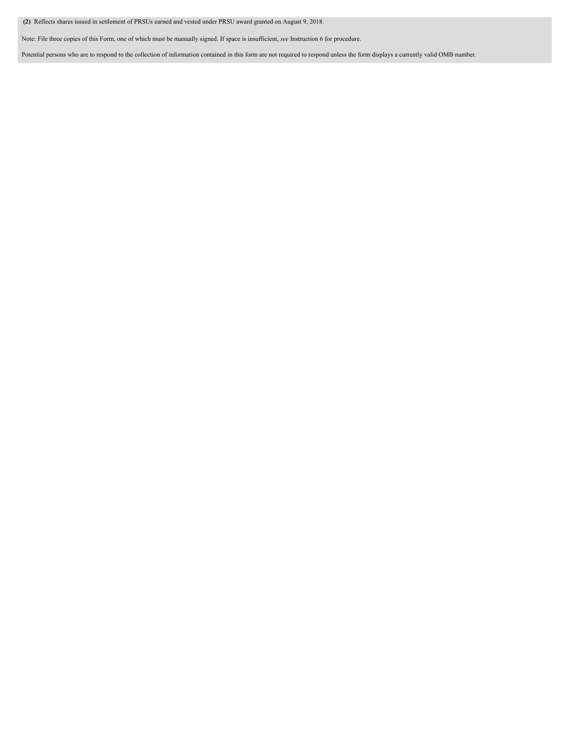**(2)** Reflects shares issued in settlement of PRSUs earned and vested under PRSU award granted on August 9, 2018.

Note: File three copies of this Form, one of which must be manually signed. If space is insufficient, *see* Instruction 6 for procedure.

Potential persons who are to respond to the collection of information contained in this form are not required to respond unless the form displays a currently valid OMB number.